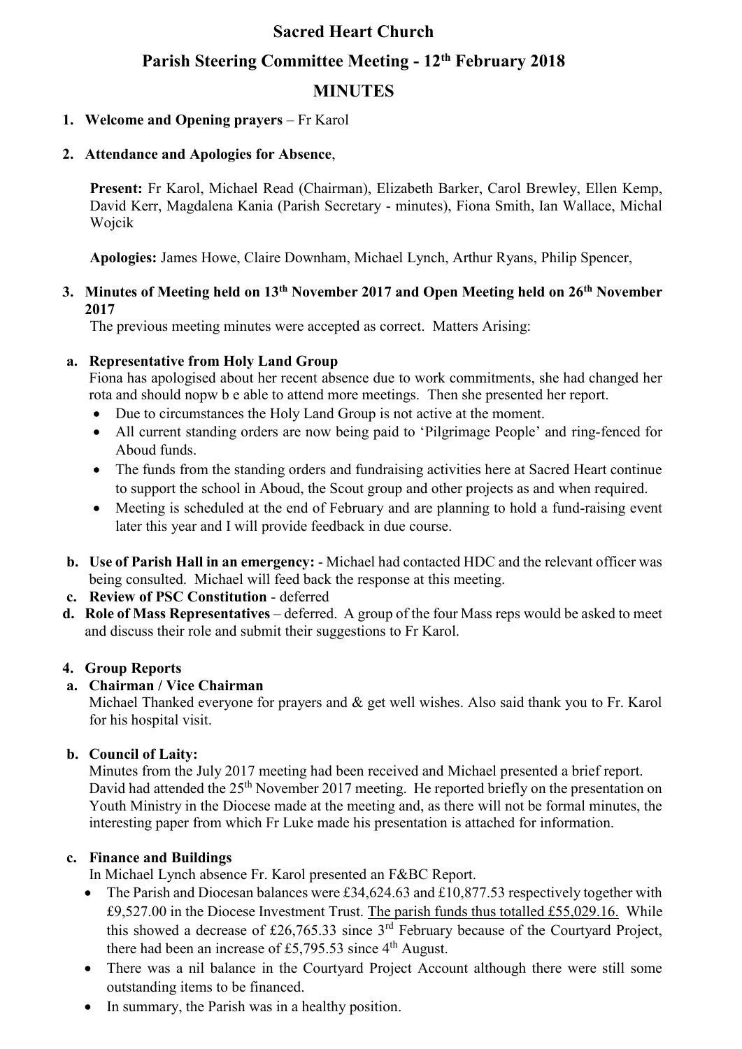# Sacred Heart Church

## Parish Steering Committee Meeting - 12th February 2018

## MINUTES

**1. Welcome and Opening prayers** – Fr Karol

**2. Attendance and Apologies for Absence**,

**Present:** Fr Karol, Michael Read (Chairman), Elizabeth Barker, Carol Brewley, Ellen Kemp, David Kerr, Magdalena Kania (Parish Secretary - minutes), Fiona Smith, Ian Wallace, Michal Wojcik

**Apologies:** James Howe, Claire Downham, Michael Lynch, Arthur Ryans, Philip Spencer,

**3. Minutes of Meeting held on 13th November 2017 and Open Meeting held on 26th November 2017**

The previous meeting minutes were accepted as correct. Matters Arising:

**a. Representative from Holy Land Group**

Fiona has apologised about her recent absence due to work commitments, she had changed her rota and should nopw b e able to attend more meetings. Then she presented her report.

- Due to circumstances the Holy Land Group is not active at the moment.
- All current standing orders are now being paid to 'Pilgrimage People' and ring-fenced for Aboud funds.
- The funds from the standing orders and fundraising activities here at Sacred Heart continue to support the school in Aboud, the Scout group and other projects as and when required.
- Meeting is scheduled at the end of February and are planning to hold a fund-raising event later this year and I will provide feedback in due course.

**b. Use of Parish Hall in an emergency:** - Michael had contacted HDC and the relevant officer was being consulted. Michael will feed back the response at this meeting.

**c. Review of PSC Constitution** - deferred

**d. Role of Mass Representatives** – deferred. A group of the four Mass reps would be asked to meet and discuss their role and submit their suggestions to Fr Karol.

**4. Group Reports**

**a. Chairman / Vice Chairman**

Michael Thanked everyone for prayers and & get well wishes. Also said thank you to Fr. Karol for his hospital visit.

**b. Council of Laity:**

Minutes from the July 2017 meeting had been received and Michael presented a brief report. David had attended the 25th November 2017 meeting. He reported briefly on the presentation on Youth Ministry in the Diocese made at the meeting and, as there will not be formal minutes, the interesting paper from which Fr Luke made his presentation is attached for information.

**c. Finance and Buildings**

In Michael Lynch absence Fr. Karol presented an F&BC Report.

- The Parish and Diocesan balances were £34,624.63 and £10,877.53 respectively together with £9,527.00 in the Diocese Investment Trust. <u>The parish funds thus totalled £55,029.16.</u> While this showed a decrease of £26,765.33 since 3rd February because of the Courtyard Project, there had been an increase of £5,795.53 since 4th August.
- There was a nil balance in the Courtyard Project Account although there were still some outstanding items to be financed.
- In summary, the Parish was in a healthy position.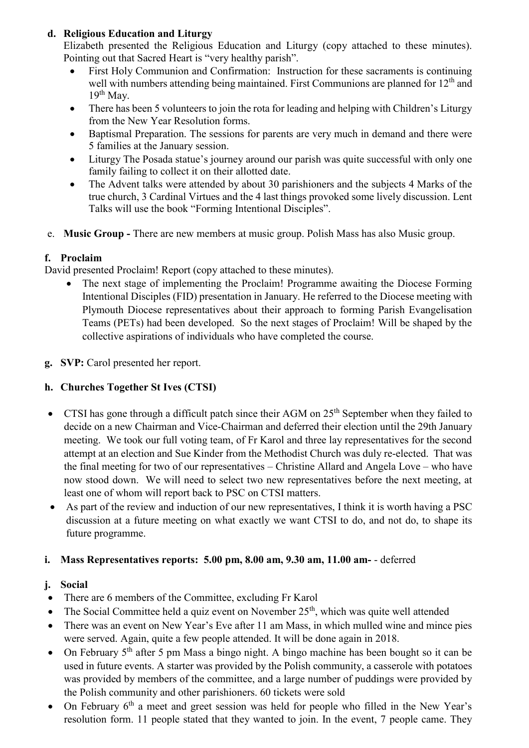**d. Religious Education and Liturgy**

Elizabeth presented the Religious Education and Liturgy (copy attached to these minutes). Pointing out that Sacred Heart is "very healthy parish".

- First Holy Communion and Confirmation: Instruction for these sacraments is continuing well with numbers attending being maintained. First Communions are planned for 12th and 19th May.
- There has been 5 volunteers to join the rota for leading and helping with Children's Liturgy from the New Year Resolution forms.
- Baptismal Preparation. The sessions for parents are very much in demand and there were 5 families at the January session.
- Liturgy The Posada statue's journey around our parish was quite successful with only one family failing to collect it on their allotted date.
- The Advent talks were attended by about 30 parishioners and the subjects 4 Marks of the true church, 3 Cardinal Virtues and the 4 last things provoked some lively discussion. Lent Talks will use the book "Forming Intentional Disciples".

e. **Music Group -** There are new members at music group. Polish Mass has also Music group.

**f. Proclaim**

David presented Proclaim! Report (copy attached to these minutes).

- The next stage of implementing the Proclaim! Programme awaiting the Diocese Forming Intentional Disciples (FID) presentation in January. He referred to the Diocese meeting with Plymouth Diocese representatives about their approach to forming Parish Evangelisation Teams (PETs) had been developed. So the next stages of Proclaim! Will be shaped by the collective aspirations of individuals who have completed the course.

**g. SVP:** Carol presented her report.

**h. Churches Together St Ives (CTSI)**

- CTSI has gone through a difficult patch since their AGM on 25th September when they failed to decide on a new Chairman and Vice-Chairman and deferred their election until the 29th January meeting. We took our full voting team, of Fr Karol and three lay representatives for the second attempt at an election and Sue Kinder from the Methodist Church was duly re-elected. That was the final meeting for two of our representatives – Christine Allard and Angela Love – who have now stood down. We will need to select two new representatives before the next meeting, at least one of whom will report back to PSC on CTSI matters.
- As part of the review and induction of our new representatives, I think it is worth having a PSC discussion at a future meeting on what exactly we want CTSI to do, and not do, to shape its future programme.

**i. Mass Representatives reports: 5.00 pm, 8.00 am, 9.30 am, 11.00 am-** - deferred

**j. Social**

- There are 6 members of the Committee, excluding Fr Karol
- The Social Committee held a quiz event on November 25th, which was quite well attended
- There was an event on New Year's Eve after 11 am Mass, in which mulled wine and mince pies were served. Again, quite a few people attended. It will be done again in 2018.
- On February 5th after 5 pm Mass a bingo night. A bingo machine has been bought so it can be used in future events. A starter was provided by the Polish community, a casserole with potatoes was provided by members of the committee, and a large number of puddings were provided by the Polish community and other parishioners. 60 tickets were sold
- On February 6th a meet and greet session was held for people who filled in the New Year's resolution form. 11 people stated that they wanted to join. In the event, 7 people came. They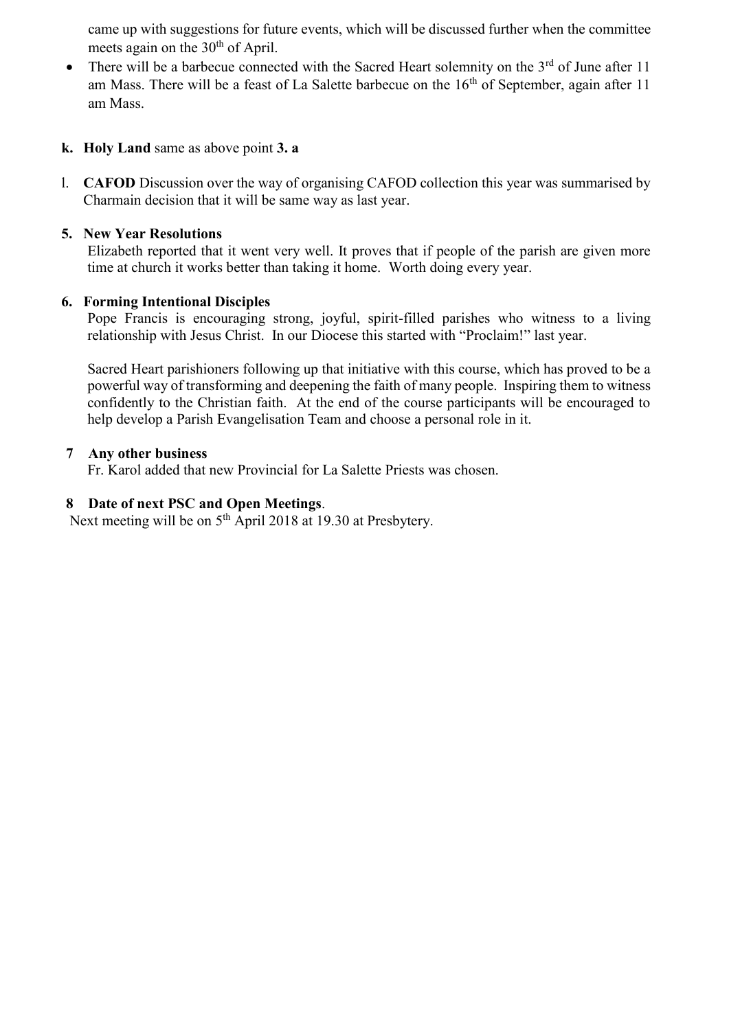came up with suggestions for future events, which will be discussed further when the committee meets again on the 30th of April.

- There will be a barbecue connected with the Sacred Heart solemnity on the 3rd of June after 11 am Mass. There will be a feast of La Salette barbecue on the 16th of September, again after 11 am Mass.

**k. Holy Land** same as above point **3. a**

l. **CAFOD** Discussion over the way of organising CAFOD collection this year was summarised by Charmain decision that it will be same way as last year.

**5. New Year Resolutions**

Elizabeth reported that it went very well. It proves that if people of the parish are given more time at church it works better than taking it home. Worth doing every year.

**6. Forming Intentional Disciples**

Pope Francis is encouraging strong, joyful, spirit-filled parishes who witness to a living relationship with Jesus Christ. In our Diocese this started with "Proclaim!" last year.

Sacred Heart parishioners following up that initiative with this course, which has proved to be a powerful way of transforming and deepening the faith of many people. Inspiring them to witness confidently to the Christian faith. At the end of the course participants will be encouraged to help develop a Parish Evangelisation Team and choose a personal role in it.

**7 Any other business**

Fr. Karol added that new Provincial for La Salette Priests was chosen.

**8 Date of next PSC and Open Meetings**.

Next meeting will be on 5th April 2018 at 19.30 at Presbytery.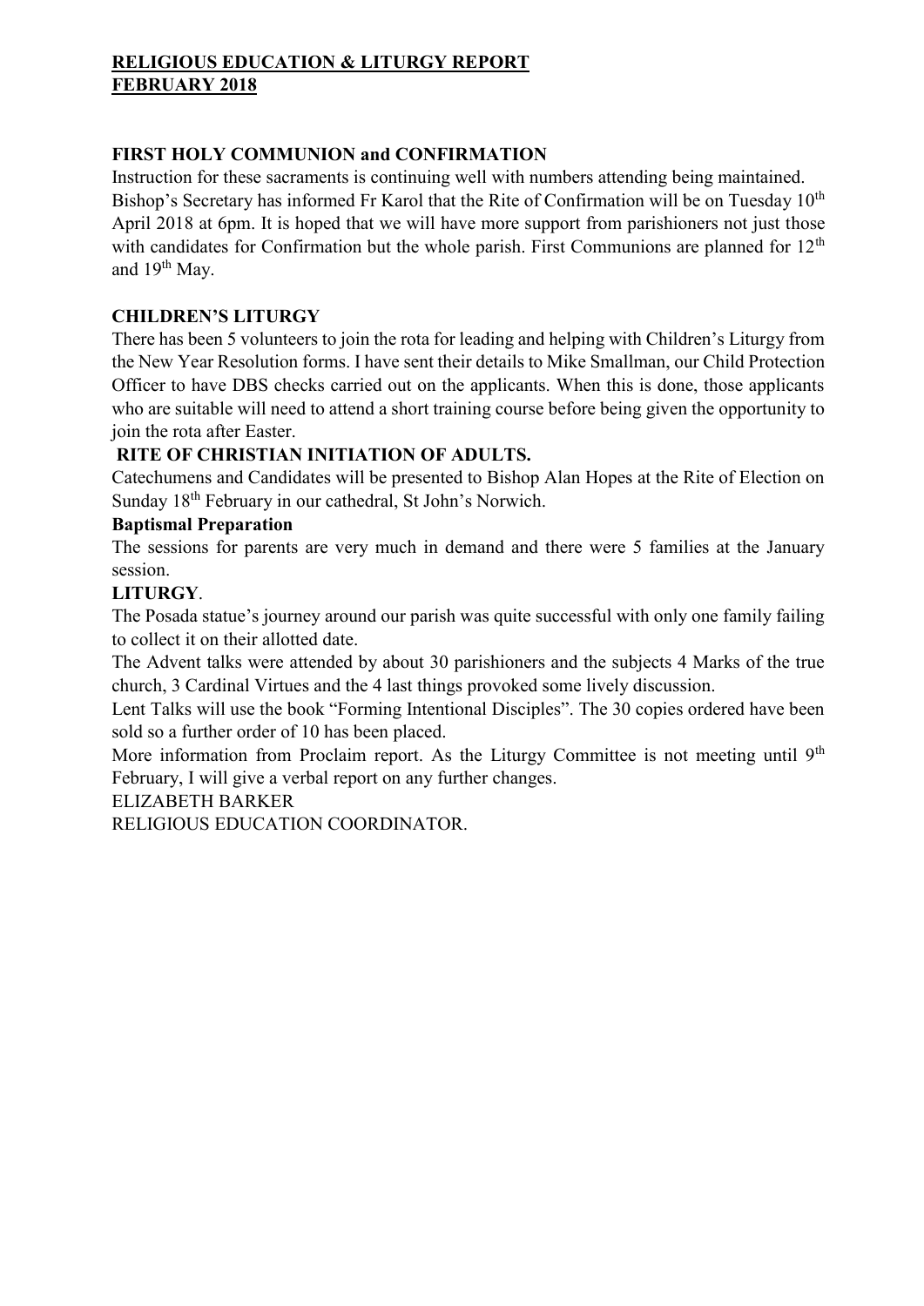# RELIGIOUS EDUCATION & LITURGY REPORT
# FEBRUARY 2018

## FIRST HOLY COMMUNION and CONFIRMATION

Instruction for these sacraments is continuing well with numbers attending being maintained. Bishop's Secretary has informed Fr Karol that the Rite of Confirmation will be on Tuesday 10th April 2018 at 6pm. It is hoped that we will have more support from parishioners not just those with candidates for Confirmation but the whole parish. First Communions are planned for 12th and 19th May.

## CHILDREN'S LITURGY

There has been 5 volunteers to join the rota for leading and helping with Children's Liturgy from the New Year Resolution forms. I have sent their details to Mike Smallman, our Child Protection Officer to have DBS checks carried out on the applicants. When this is done, those applicants who are suitable will need to attend a short training course before being given the opportunity to join the rota after Easter.

## RITE OF CHRISTIAN INITIATION OF ADULTS.

Catechumens and Candidates will be presented to Bishop Alan Hopes at the Rite of Election on Sunday 18th February in our cathedral, St John's Norwich.

## Baptismal Preparation

The sessions for parents are very much in demand and there were 5 families at the January session.

## LITURGY.

The Posada statue's journey around our parish was quite successful with only one family failing to collect it on their allotted date.

The Advent talks were attended by about 30 parishioners and the subjects 4 Marks of the true church, 3 Cardinal Virtues and the 4 last things provoked some lively discussion.

Lent Talks will use the book "Forming Intentional Disciples". The 30 copies ordered have been sold so a further order of 10 has been placed.

More information from Proclaim report. As the Liturgy Committee is not meeting until 9th February, I will give a verbal report on any further changes.

ELIZABETH BARKER

RELIGIOUS EDUCATION COORDINATOR.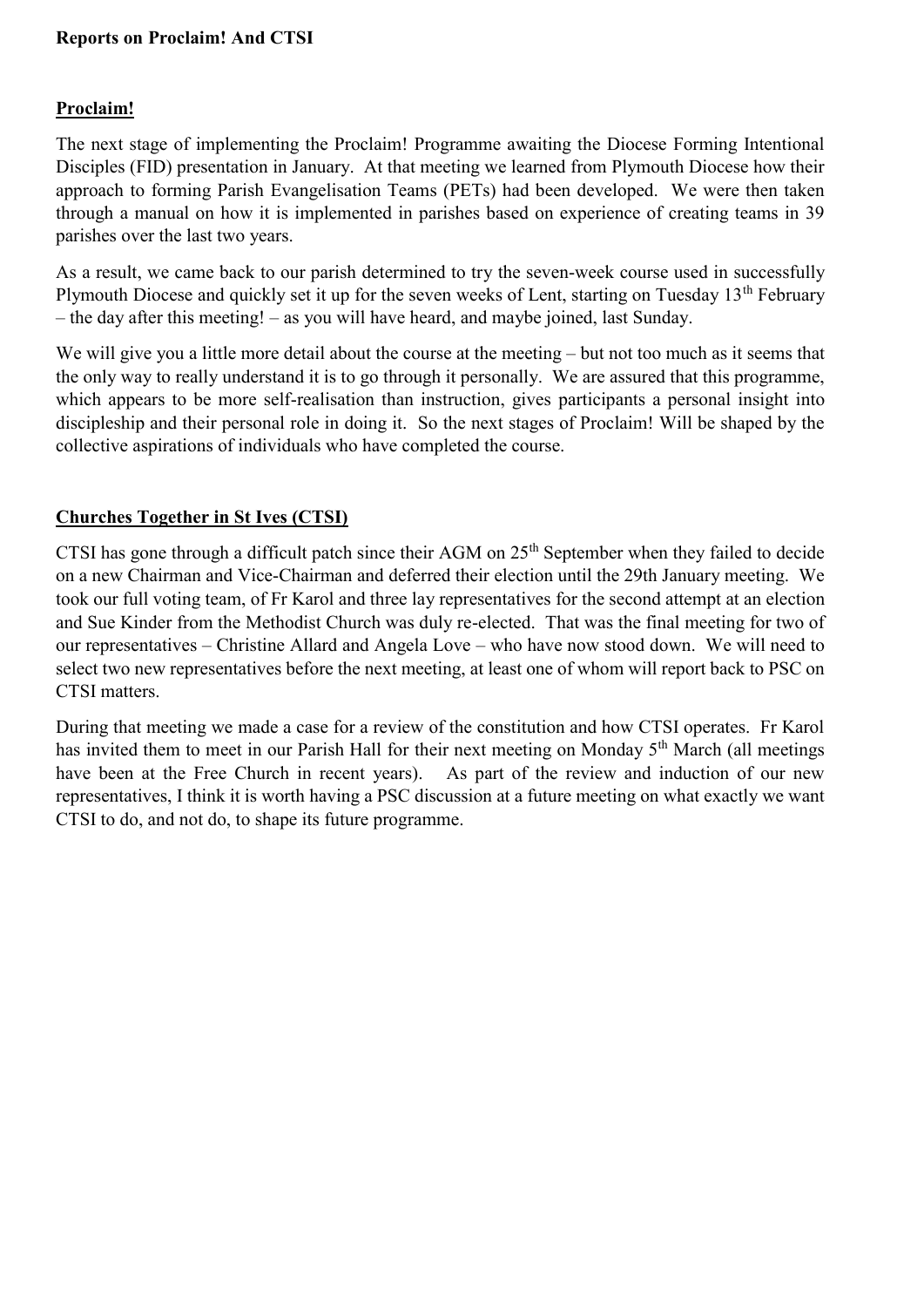**Reports on Proclaim! And CTSI**

**Proclaim!**

The next stage of implementing the Proclaim! Programme awaiting the Diocese Forming Intentional Disciples (FID) presentation in January. At that meeting we learned from Plymouth Diocese how their approach to forming Parish Evangelisation Teams (PETs) had been developed. We were then taken through a manual on how it is implemented in parishes based on experience of creating teams in 39 parishes over the last two years.

As a result, we came back to our parish determined to try the seven-week course used in successfully Plymouth Diocese and quickly set it up for the seven weeks of Lent, starting on Tuesday 13th February – the day after this meeting! – as you will have heard, and maybe joined, last Sunday.

We will give you a little more detail about the course at the meeting – but not too much as it seems that the only way to really understand it is to go through it personally. We are assured that this programme, which appears to be more self-realisation than instruction, gives participants a personal insight into discipleship and their personal role in doing it. So the next stages of Proclaim! Will be shaped by the collective aspirations of individuals who have completed the course.

**Churches Together in St Ives (CTSI)**

CTSI has gone through a difficult patch since their AGM on 25th September when they failed to decide on a new Chairman and Vice-Chairman and deferred their election until the 29th January meeting. We took our full voting team, of Fr Karol and three lay representatives for the second attempt at an election and Sue Kinder from the Methodist Church was duly re-elected. That was the final meeting for two of our representatives – Christine Allard and Angela Love – who have now stood down. We will need to select two new representatives before the next meeting, at least one of whom will report back to PSC on CTSI matters.

During that meeting we made a case for a review of the constitution and how CTSI operates. Fr Karol has invited them to meet in our Parish Hall for their next meeting on Monday 5th March (all meetings have been at the Free Church in recent years). As part of the review and induction of our new representatives, I think it is worth having a PSC discussion at a future meeting on what exactly we want CTSI to do, and not do, to shape its future programme.